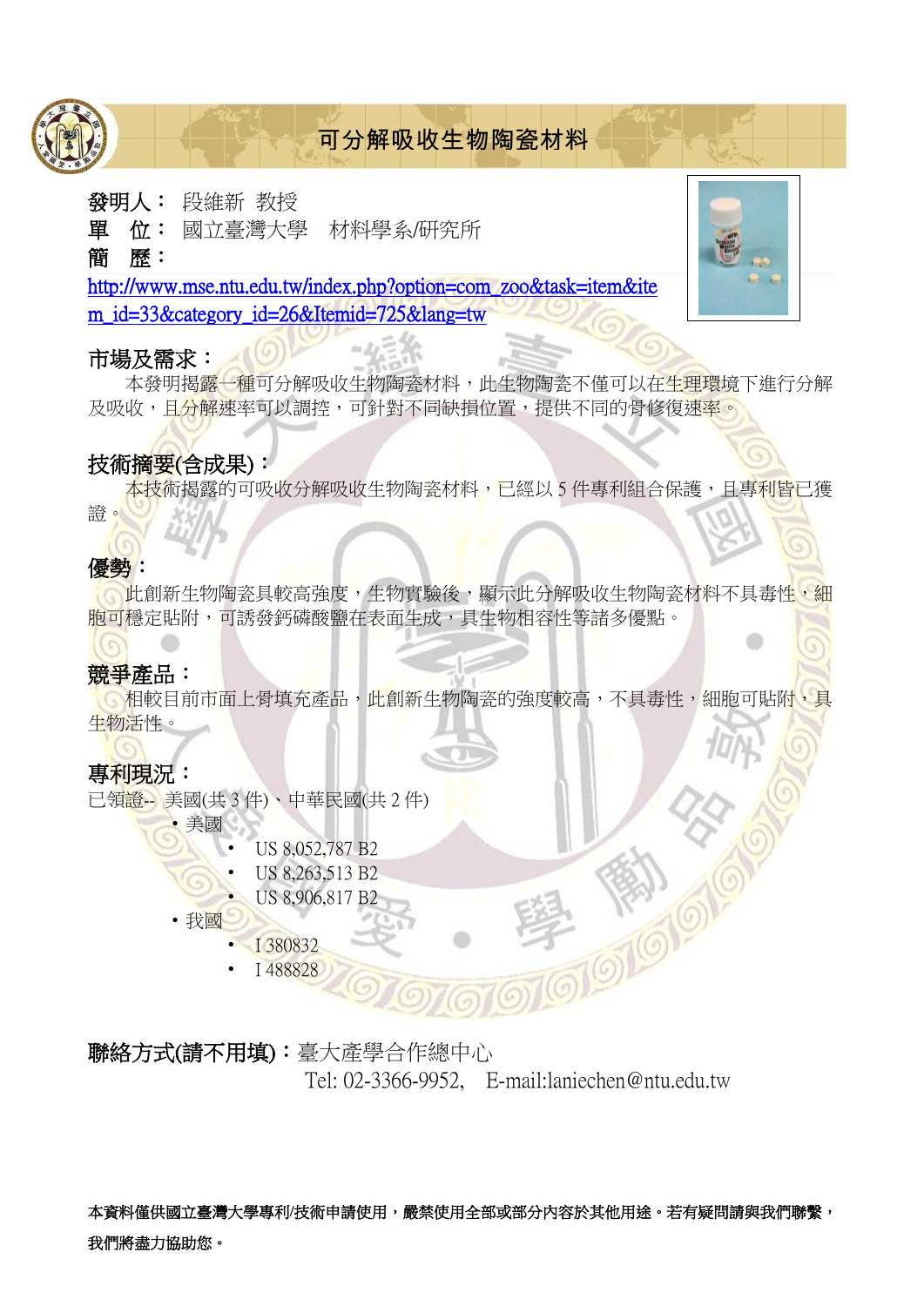# 可分解吸收生物陶瓷材料

**發明人：** 段維新 教授

**單　位：** 國立臺灣大學　材料學系/研究所

**簡　歷：**

http://www.mse.ntu.edu.tw/index.php?option=com_zoo&task=item&item_id=33&category_id=26&Itemid=725&lang=tw

## 市場及需求：

本發明揭露一種可分解吸收生物陶瓷材料，此生物陶瓷不僅可以在生理環境下進行分解及吸收，且分解速率可以調控，可針對不同缺損位置，提供不同的骨修復速率。

## 技術摘要(含成果)：

本技術揭露的可吸收分解吸收生物陶瓷材料，已經以 5 件專利組合保護，且專利皆已獲證。

## 優勢：

此創新生物陶瓷具較高強度，生物實驗後，顯示此分解吸收生物陶瓷材料不具毒性，細胞可穩定貼附，可誘發鈣磷酸鹽在表面生成，具生物相容性等諸多優點。

## 競爭產品：

相較目前市面上骨填充產品，此創新生物陶瓷的強度較高，不具毒性，細胞可貼附，具生物活性。

## 專利現況：

已領證-- 美國(共 3 件)、中華民國(共 2 件)

- 美國
  - US 8,052,787 B2
  - US 8,263,513 B2
  - US 8,906,817 B2
- 我國
  - I 380832
  - I 488828

**聯絡方式(請不用填)：**臺大產學合作總中心

Tel: 02-3366-9952,　E-mail:laniechen@ntu.edu.tw

**本資料僅供國立臺灣大學專利/技術申請使用，嚴禁使用全部或部分內容於其他用途。若有疑問請與我們聯繫，我們將盡力協助您。**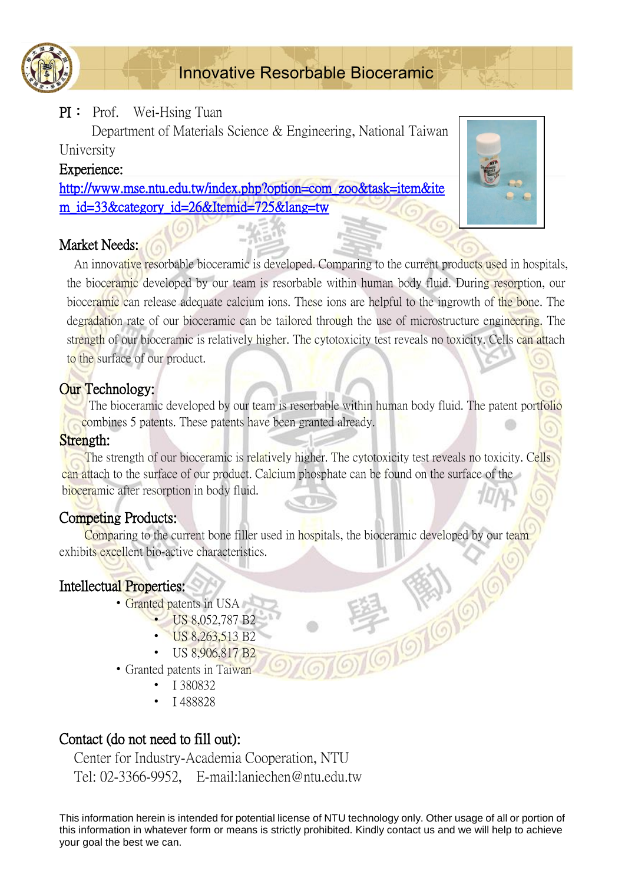# Innovative Resorbable Bioceramic

**PI：** Prof. Wei-Hsing Tuan

Department of Materials Science & Engineering, National Taiwan University

**Experience:**

[http://www.mse.ntu.edu.tw/index.php?option=com_zoo&task=item&item_id=33&category_id=26&Itemid=725&lang=tw](http://www.mse.ntu.edu.tw/index.php?option=com_zoo&task=item&item_id=33&category_id=26&Itemid=725&lang=tw)

## Market Needs:

An innovative resorbable bioceramic is developed. Comparing to the current products used in hospitals, the bioceramic developed by our team is resorbable within human body fluid. During resorption, our bioceramic can release adequate calcium ions. These ions are helpful to the ingrowth of the bone. The degradation rate of our bioceramic can be tailored through the use of microstructure engineering. The strength of our bioceramic is relatively higher. The cytotoxicity test reveals no toxicity. Cells can attach to the surface of our product.

## Our Technology:

The bioceramic developed by our team is resorbable within human body fluid. The patent portfolio combines 5 patents. These patents have been granted already.

## Strength:

The strength of our bioceramic is relatively higher. The cytotoxicity test reveals no toxicity. Cells can attach to the surface of our product. Calcium phosphate can be found on the surface of the bioceramic after resorption in body fluid.

## Competing Products:

Comparing to the current bone filler used in hospitals, the bioceramic developed by our team exhibits excellent bio-active characteristics.

## Intellectual Properties:

- Granted patents in USA
  - US 8,052,787 B2
  - US 8,263,513 B2
  - US 8,906,817 B2
- Granted patents in Taiwan
  - I 380832
  - I 488828

## Contact (do not need to fill out):

Center for Industry-Academia Cooperation, NTU

Tel: 02-3366-9952, E-mail:laniechen@ntu.edu.tw

This information herein is intended for potential license of NTU technology only. Other usage of all or portion of this information in whatever form or means is strictly prohibited. Kindly contact us and we will help to achieve your goal the best we can.